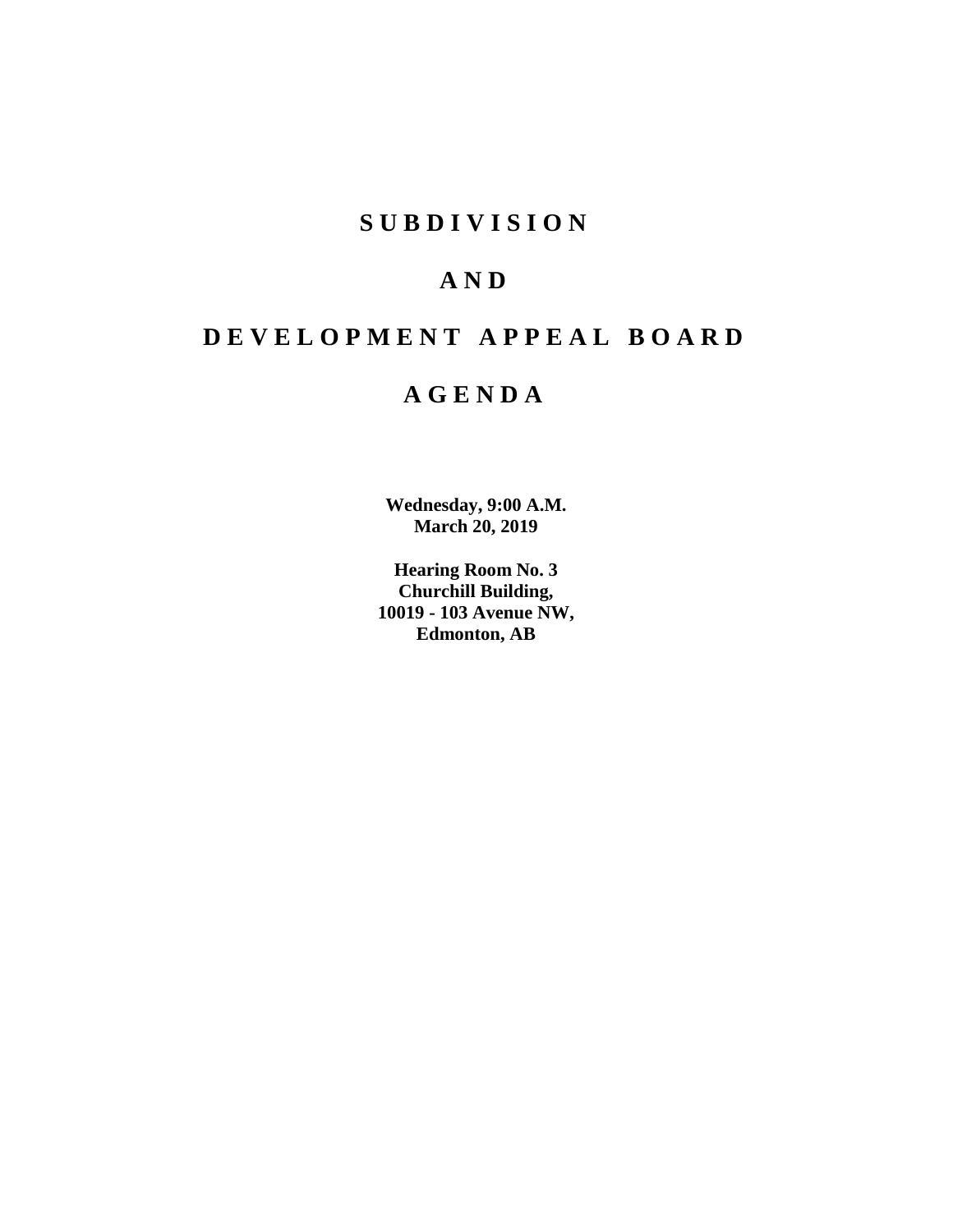# S U B D I V I S I O N

# A N D

# D E V E L O P M E N T A P P E A L B O A R D

# A G E N D A

**Wednesday, 9:00 A.M.**
**March 20, 2019**

**Hearing Room No. 3**
**Churchill Building,**
**10019 - 103 Avenue NW,**
**Edmonton, AB**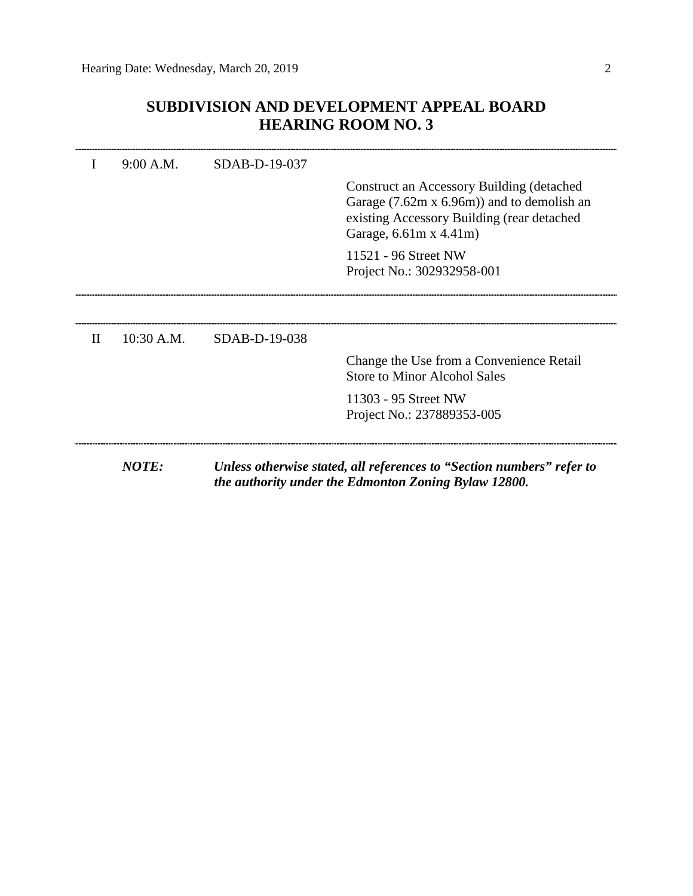## SUBDIVISION AND DEVELOPMENT APPEAL BOARD
## HEARING ROOM NO. 3

---

| | | | |
|---|---|---|---|
| I | 9:00 A.M. | SDAB-D-19-037 | Construct an Accessory Building (detached Garage (7.62m x 6.96m)) and to demolish an existing Accessory Building (rear detached Garage, 6.61m x 4.41m)<br><br>11521 - 96 Street NW<br>Project No.: 302932958-001 |

---

---

| | | | |
|---|---|---|---|
| II | 10:30 A.M. | SDAB-D-19-038 | Change the Use from a Convenience Retail Store to Minor Alcohol Sales<br><br>11303 - 95 Street NW<br>Project No.: 237889353-005 |

---

***NOTE:*** ***Unless otherwise stated, all references to "Section numbers" refer to the authority under the Edmonton Zoning Bylaw 12800.***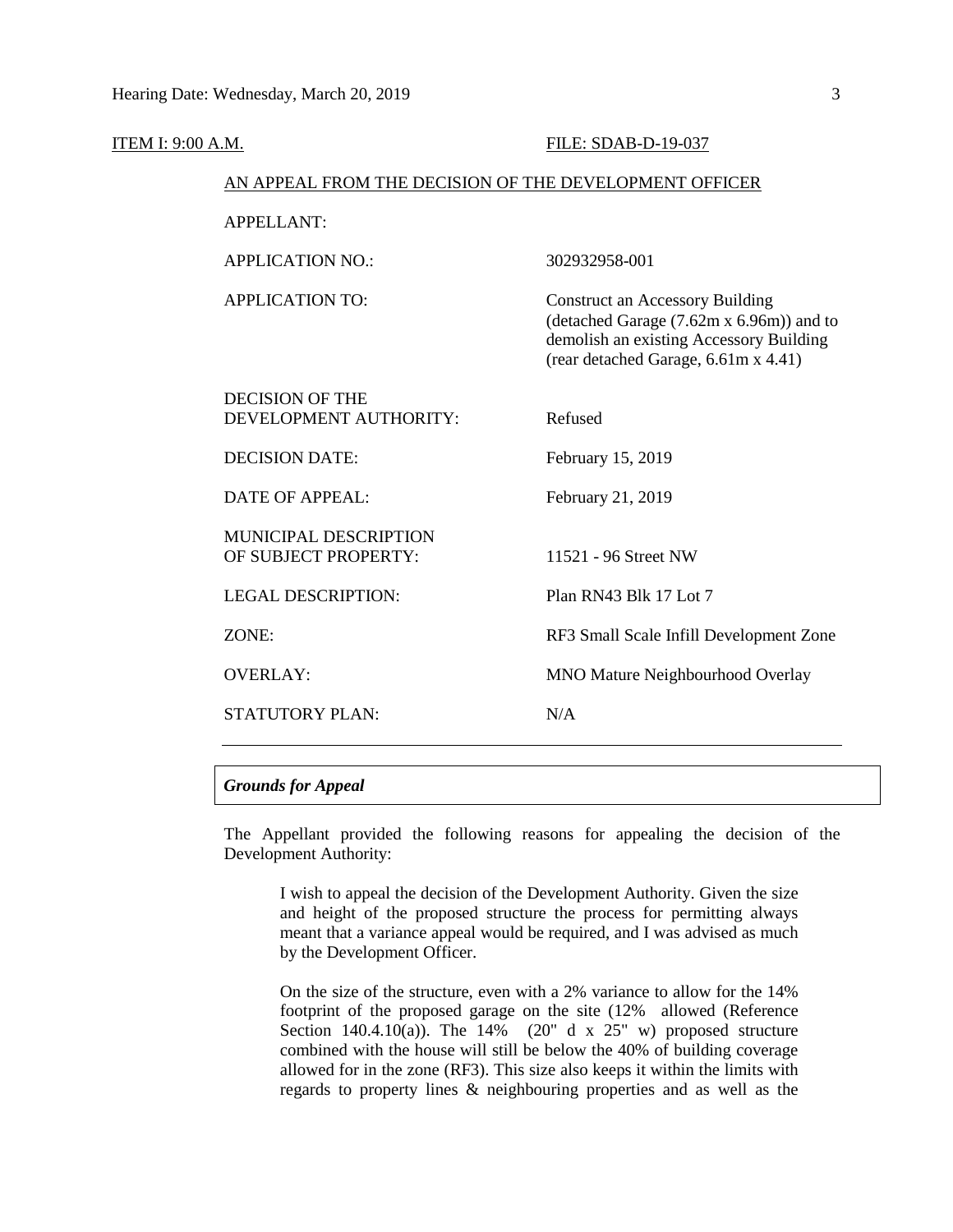ITEM I: 9:00 A.M. FILE: SDAB-D-19-037

AN APPEAL FROM THE DECISION OF THE DEVELOPMENT OFFICER

| | |
|---|---|
| APPELLANT: | |
| APPLICATION NO.: | 302932958-001 |
| APPLICATION TO: | Construct an Accessory Building (detached Garage (7.62m x 6.96m)) and to demolish an existing Accessory Building (rear detached Garage, 6.61m x 4.41) |
| DECISION OF THE DEVELOPMENT AUTHORITY: | Refused |
| DECISION DATE: | February 15, 2019 |
| DATE OF APPEAL: | February 21, 2019 |
| MUNICIPAL DESCRIPTION OF SUBJECT PROPERTY: | 11521 - 96 Street NW |
| LEGAL DESCRIPTION: | Plan RN43 Blk 17 Lot 7 |
| ZONE: | RF3 Small Scale Infill Development Zone |
| OVERLAY: | MNO Mature Neighbourhood Overlay |
| STATUTORY PLAN: | N/A |

***Grounds for Appeal***

The Appellant provided the following reasons for appealing the decision of the Development Authority:

> I wish to appeal the decision of the Development Authority. Given the size and height of the proposed structure the process for permitting always meant that a variance appeal would be required, and I was advised as much by the Development Officer.
>
> On the size of the structure, even with a 2% variance to allow for the 14% footprint of the proposed garage on the site (12% allowed (Reference Section 140.4.10(a)). The 14% (20" d x 25" w) proposed structure combined with the house will still be below the 40% of building coverage allowed for in the zone (RF3). This size also keeps it within the limits with regards to property lines & neighbouring properties and as well as the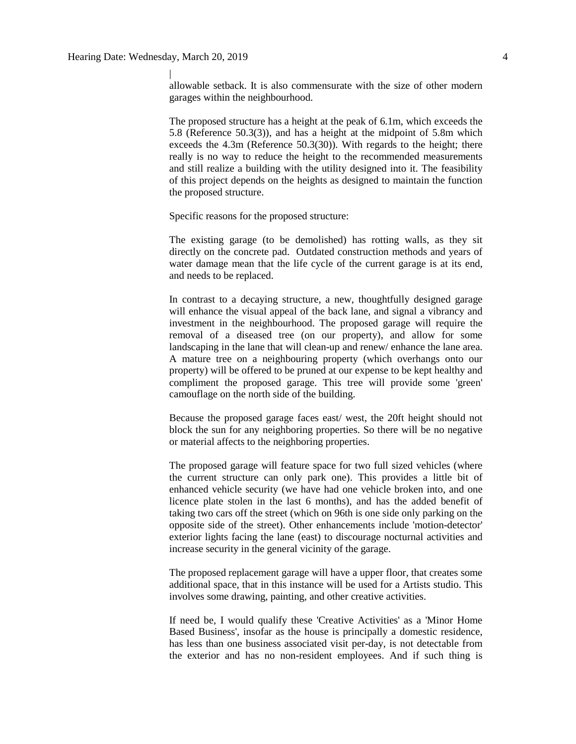|
allowable setback. It is also commensurate with the size of other modern garages within the neighbourhood.

The proposed structure has a height at the peak of 6.1m, which exceeds the 5.8 (Reference 50.3(3)), and has a height at the midpoint of 5.8m which exceeds the 4.3m (Reference 50.3(30)). With regards to the height; there really is no way to reduce the height to the recommended measurements and still realize a building with the utility designed into it. The feasibility of this project depends on the heights as designed to maintain the function the proposed structure.

Specific reasons for the proposed structure:

The existing garage (to be demolished) has rotting walls, as they sit directly on the concrete pad. Outdated construction methods and years of water damage mean that the life cycle of the current garage is at its end, and needs to be replaced.

In contrast to a decaying structure, a new, thoughtfully designed garage will enhance the visual appeal of the back lane, and signal a vibrancy and investment in the neighbourhood. The proposed garage will require the removal of a diseased tree (on our property), and allow for some landscaping in the lane that will clean-up and renew/ enhance the lane area. A mature tree on a neighbouring property (which overhangs onto our property) will be offered to be pruned at our expense to be kept healthy and compliment the proposed garage. This tree will provide some 'green' camouflage on the north side of the building.

Because the proposed garage faces east/ west, the 20ft height should not block the sun for any neighboring properties. So there will be no negative or material affects to the neighboring properties.

The proposed garage will feature space for two full sized vehicles (where the current structure can only park one). This provides a little bit of enhanced vehicle security (we have had one vehicle broken into, and one licence plate stolen in the last 6 months), and has the added benefit of taking two cars off the street (which on 96th is one side only parking on the opposite side of the street). Other enhancements include 'motion-detector' exterior lights facing the lane (east) to discourage nocturnal activities and increase security in the general vicinity of the garage.

The proposed replacement garage will have a upper floor, that creates some additional space, that in this instance will be used for a Artists studio. This involves some drawing, painting, and other creative activities.

If need be, I would qualify these 'Creative Activities' as a 'Minor Home Based Business', insofar as the house is principally a domestic residence, has less than one business associated visit per-day, is not detectable from the exterior and has no non-resident employees. And if such thing is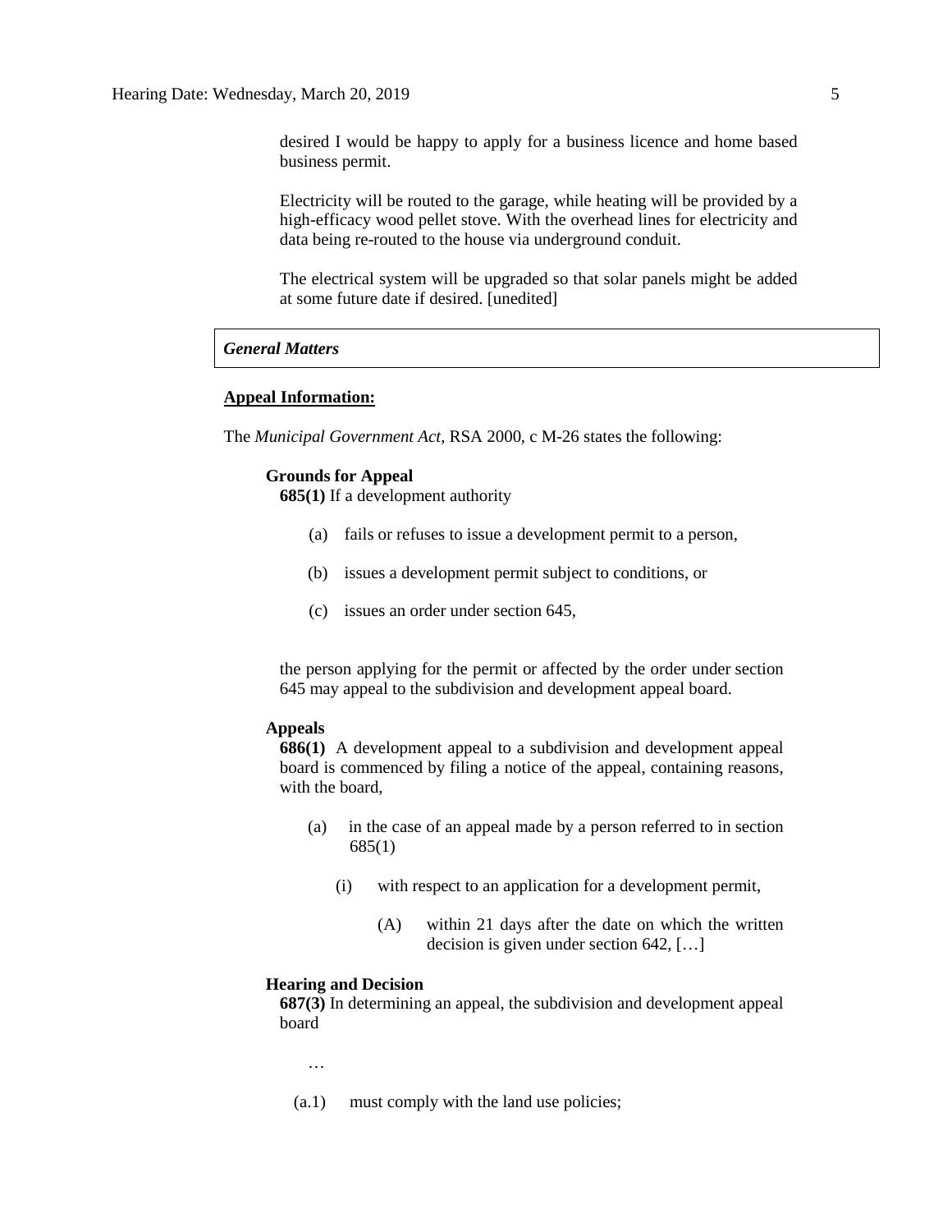desired I would be happy to apply for a business licence and home based business permit.

Electricity will be routed to the garage, while heating will be provided by a high-efficacy wood pellet stove. With the overhead lines for electricity and data being re-routed to the house via underground conduit.

The electrical system will be upgraded so that solar panels might be added at some future date if desired. [unedited]

***General Matters***

**Appeal Information:**

The *Municipal Government Act*, RSA 2000, c M-26 states the following:

**Grounds for Appeal**

**685(1)** If a development authority

(a) fails or refuses to issue a development permit to a person,

(b) issues a development permit subject to conditions, or

(c) issues an order under section 645,

the person applying for the permit or affected by the order under section 645 may appeal to the subdivision and development appeal board.

**Appeals**

**686(1)** A development appeal to a subdivision and development appeal board is commenced by filing a notice of the appeal, containing reasons, with the board,

(a) in the case of an appeal made by a person referred to in section 685(1)

(i) with respect to an application for a development permit,

(A) within 21 days after the date on which the written decision is given under section 642, […]

**Hearing and Decision**

**687(3)** In determining an appeal, the subdivision and development appeal board

…

(a.1) must comply with the land use policies;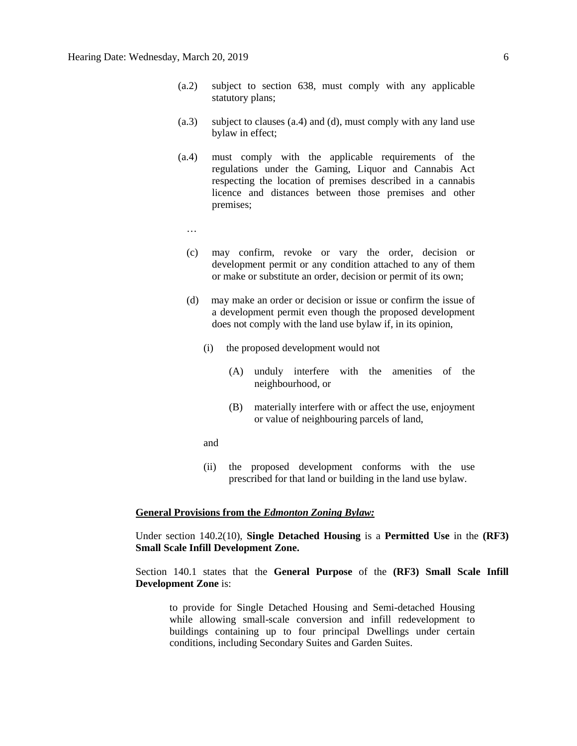(a.2) subject to section 638, must comply with any applicable statutory plans;

(a.3) subject to clauses (a.4) and (d), must comply with any land use bylaw in effect;

(a.4) must comply with the applicable requirements of the regulations under the Gaming, Liquor and Cannabis Act respecting the location of premises described in a cannabis licence and distances between those premises and other premises;

…

(c) may confirm, revoke or vary the order, decision or development permit or any condition attached to any of them or make or substitute an order, decision or permit of its own;

(d) may make an order or decision or issue or confirm the issue of a development permit even though the proposed development does not comply with the land use bylaw if, in its opinion,

(i) the proposed development would not

(A) unduly interfere with the amenities of the neighbourhood, or

(B) materially interfere with or affect the use, enjoyment or value of neighbouring parcels of land,

and

(ii) the proposed development conforms with the use prescribed for that land or building in the land use bylaw.

**General Provisions from the *Edmonton Zoning Bylaw:***

Under section 140.2(10), **Single Detached Housing** is a **Permitted Use** in the **(RF3) Small Scale Infill Development Zone.**

Section 140.1 states that the **General Purpose** of the **(RF3) Small Scale Infill Development Zone** is:

> to provide for Single Detached Housing and Semi-detached Housing while allowing small-scale conversion and infill redevelopment to buildings containing up to four principal Dwellings under certain conditions, including Secondary Suites and Garden Suites.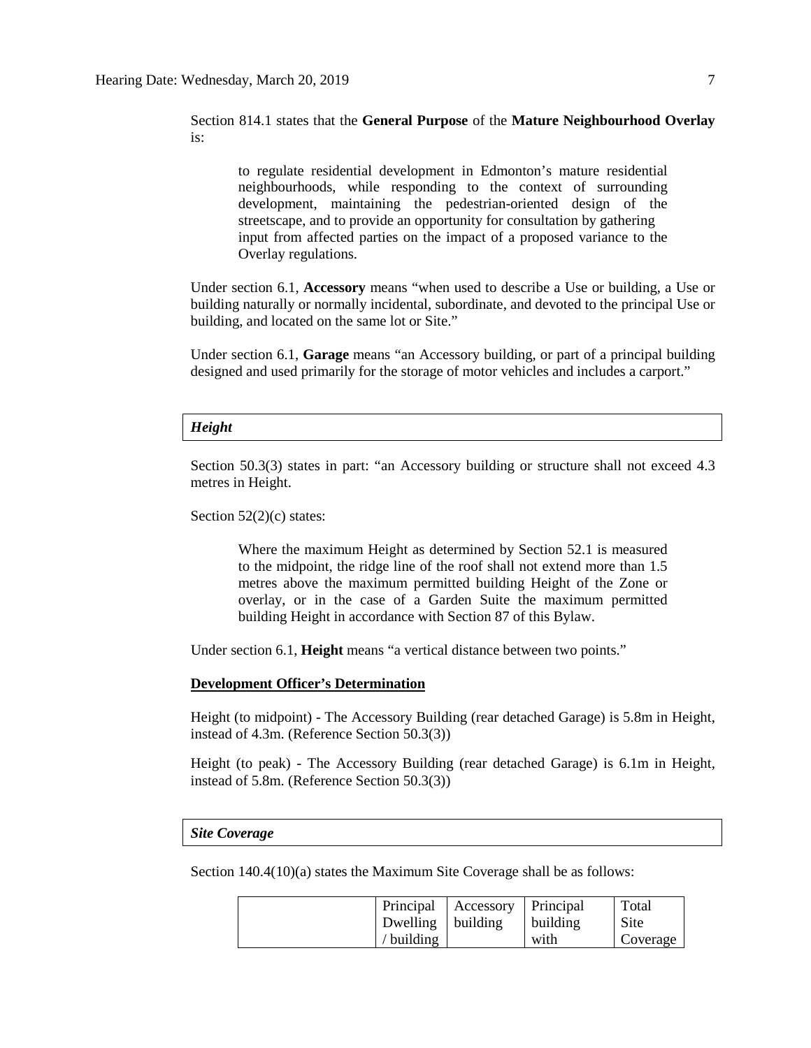Section 814.1 states that the **General Purpose** of the **Mature Neighbourhood Overlay** is:

> to regulate residential development in Edmonton's mature residential neighbourhoods, while responding to the context of surrounding development, maintaining the pedestrian-oriented design of the streetscape, and to provide an opportunity for consultation by gathering input from affected parties on the impact of a proposed variance to the Overlay regulations.

Under section 6.1, **Accessory** means "when used to describe a Use or building, a Use or building naturally or normally incidental, subordinate, and devoted to the principal Use or building, and located on the same lot or Site."

Under section 6.1, **Garage** means "an Accessory building, or part of a principal building designed and used primarily for the storage of motor vehicles and includes a carport."

***Height***

Section 50.3(3) states in part: "an Accessory building or structure shall not exceed 4.3 metres in Height.

Section 52(2)(c) states:

> Where the maximum Height as determined by Section 52.1 is measured to the midpoint, the ridge line of the roof shall not extend more than 1.5 metres above the maximum permitted building Height of the Zone or overlay, or in the case of a Garden Suite the maximum permitted building Height in accordance with Section 87 of this Bylaw.

Under section 6.1, **Height** means "a vertical distance between two points."

**<u>Development Officer's Determination</u>**

Height (to midpoint) - The Accessory Building (rear detached Garage) is 5.8m in Height, instead of 4.3m. (Reference Section 50.3(3))

Height (to peak) - The Accessory Building (rear detached Garage) is 6.1m in Height, instead of 5.8m. (Reference Section 50.3(3))

***Site Coverage***

Section 140.4(10)(a) states the Maximum Site Coverage shall be as follows:

| | Principal Dwelling / building | Accessory building | Principal building with | Total Site Coverage |
|---|---|---|---|---|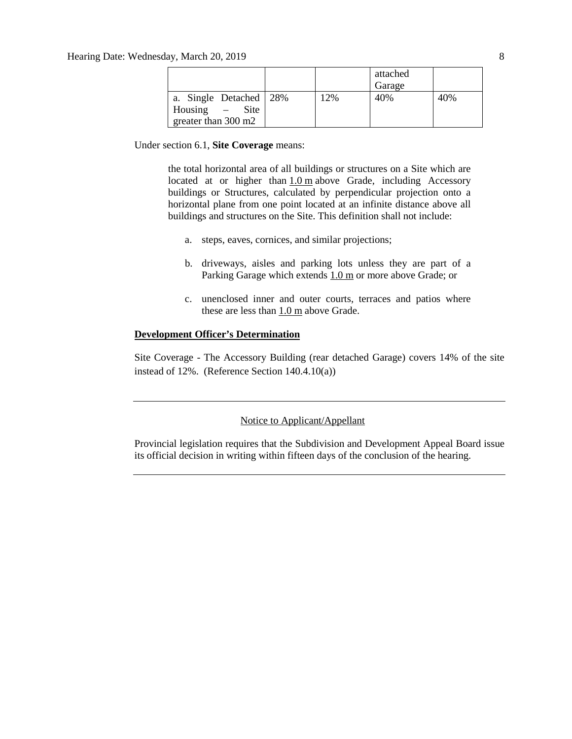| | | | attached Garage | |
|---|---|---|---|---|
| a. Single Detached Housing – Site greater than 300 m2 | 28% | 12% | 40% | 40% |

Under section 6.1, **Site Coverage** means:

> the total horizontal area of all buildings or structures on a Site which are located at or higher than 1.0 m above Grade, including Accessory buildings or Structures, calculated by perpendicular projection onto a horizontal plane from one point located at an infinite distance above all buildings and structures on the Site. This definition shall not include:
>
> a. steps, eaves, cornices, and similar projections;
>
> b. driveways, aisles and parking lots unless they are part of a Parking Garage which extends 1.0 m or more above Grade; or
>
> c. unenclosed inner and outer courts, terraces and patios where these are less than 1.0 m above Grade.

**Development Officer's Determination**

Site Coverage - The Accessory Building (rear detached Garage) covers 14% of the site instead of 12%. (Reference Section 140.4.10(a))

---

Notice to Applicant/Appellant

Provincial legislation requires that the Subdivision and Development Appeal Board issue its official decision in writing within fifteen days of the conclusion of the hearing.

---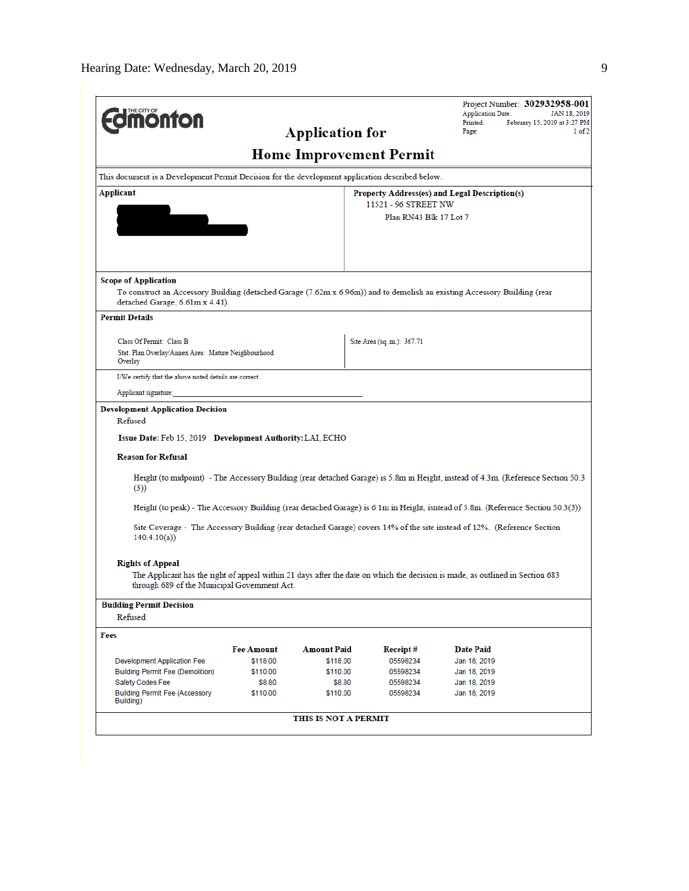Hearing Date: Wednesday, March 20, 2019

THE CITY OF Edmonton

Project Number: **302932958-001**
Application Date: JAN 18, 2019
Printed: February 15, 2019 at 3:27 PM
Page: 1 of 2

# Application for Home Improvement Permit

This document is a Development Permit Decision for the development application described below.

**Applicant**

**Property Address(es) and Legal Description(s)**
11521 - 96 STREET NW
Plan RN43 Blk 17 Lot 7

**Scope of Application**

To construct an Accessory Building (detached Garage (7.62m x 6.96m)) and to demolish an existing Accessory Building (rear detached Garage, 6.61m x 4.41).

**Permit Details**

Class Of Permit: Class B
Stat. Plan Overlay/Annex Area: Mature Neighbourhood Overlay

Site Area (sq. m.): 367.71

I/We certify that the above noted details are correct.

Applicant signature:_______________________________

**Development Application Decision**

Refused

**Issue Date:** Feb 15, 2019 **Development Authority:** LAI, ECHO

**Reason for Refusal**

Height (to midpoint) - The Accessory Building (rear detached Garage) is 5.8m in Height, instead of 4.3m. (Reference Section 50.3 (3))

Height (to peak) - The Accessory Building (rear detached Garage) is 6.1m in Height, isntead of 5.8m. (Reference Section 50.3(3))

Site Coverage - The Accessory Building (rear detached Garage) covers 14% of the site instead of 12%. (Reference Section 140.4.10(a))

**Rights of Appeal**

The Applicant has the right of appeal within 21 days after the date on which the decision is made, as outlined in Section 683 through 689 of the Municipal Government Act.

**Building Permit Decision**

Refused

**Fees**

| | Fee Amount | Amount Paid | Receipt # | Date Paid |
|---|---|---|---|---|
| Development Application Fee | $118.00 | $118.00 | 05598234 | Jan 18, 2019 |
| Building Permit Fee (Demolition) | $110.00 | $110.00 | 05598234 | Jan 18, 2019 |
| Safety Codes Fee | $8.80 | $8.80 | 05598234 | Jan 18, 2019 |
| Building Permit Fee (Accessory Building) | $110.00 | $110.00 | 05598234 | Jan 18, 2019 |

**THIS IS NOT A PERMIT**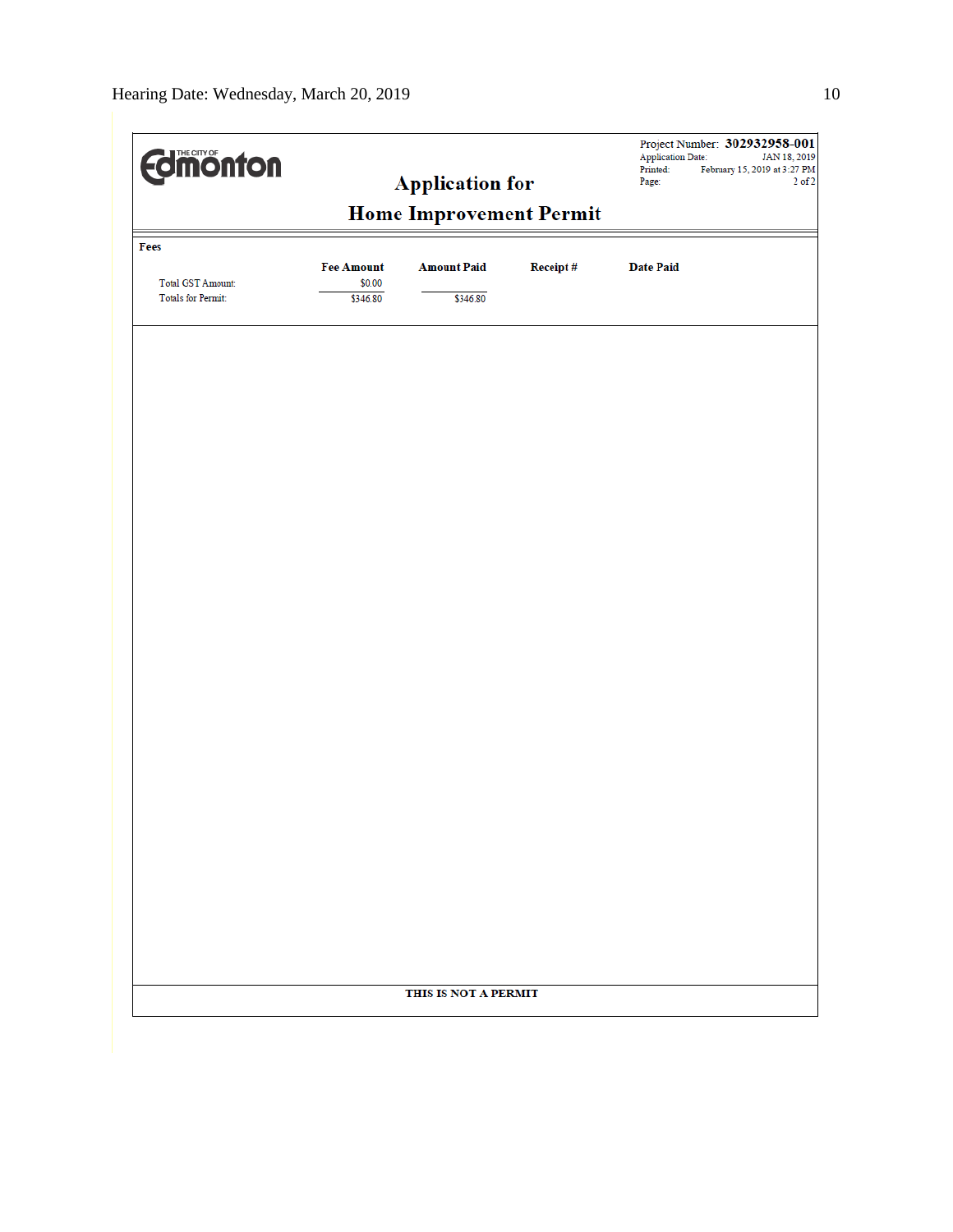The City of Edmonton

# Application for Home Improvement Permit

Project Number: **302932958-001**
Application Date: JAN 18, 2019
Printed: February 15, 2019 at 3:27 PM
Page: 2 of 2

**Fees**

| | Fee Amount | Amount Paid | Receipt # | Date Paid |
|---|---|---|---|---|
| Total GST Amount: | $0.00 | | | |
| Totals for Permit: | $346.80 | $346.80 | | |

**THIS IS NOT A PERMIT**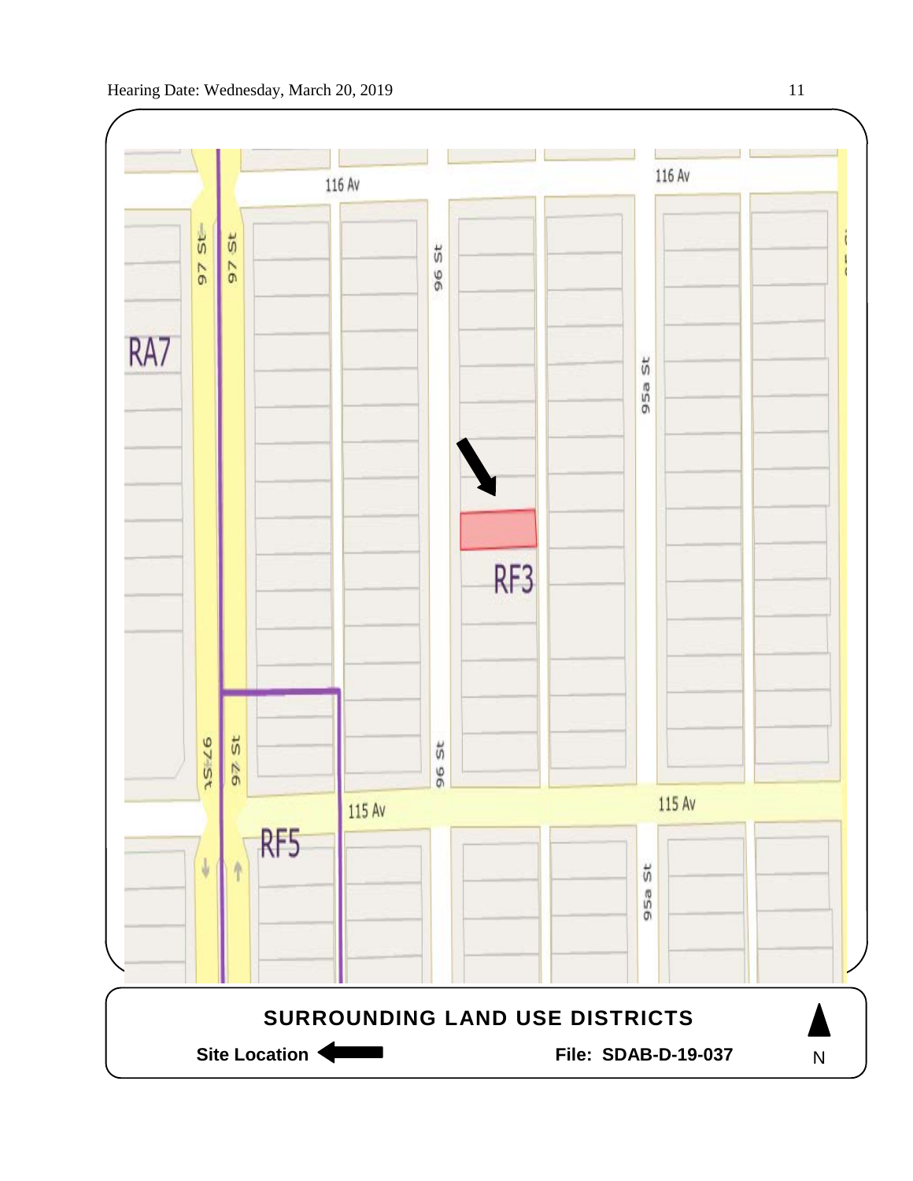116 Av

116 Av

97 St

97 St

96 St

95a St

RA7

RF3

97 St

97 St

96 St

115 Av

115 Av

RF5

95a St

**SURROUNDING LAND USE DISTRICTS**

**Site Location** ⟵ **File: SDAB-D-19-037** N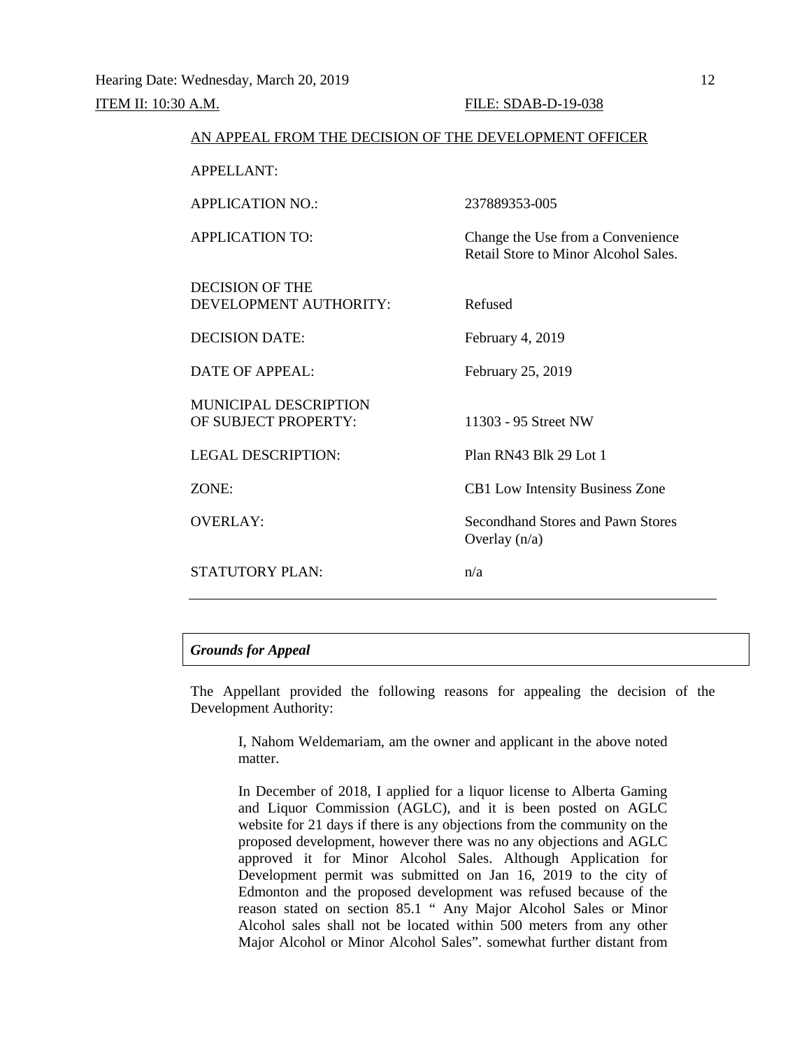Hearing Date: Wednesday, March 20, 2019

ITEM II: 10:30 A.M. FILE: SDAB-D-19-038

AN APPEAL FROM THE DECISION OF THE DEVELOPMENT OFFICER

| | |
|---|---|
| APPELLANT: | |
| APPLICATION NO.: | 237889353-005 |
| APPLICATION TO: | Change the Use from a Convenience Retail Store to Minor Alcohol Sales. |
| DECISION OF THE DEVELOPMENT AUTHORITY: | Refused |
| DECISION DATE: | February 4, 2019 |
| DATE OF APPEAL: | February 25, 2019 |
| MUNICIPAL DESCRIPTION OF SUBJECT PROPERTY: | 11303 - 95 Street NW |
| LEGAL DESCRIPTION: | Plan RN43 Blk 29 Lot 1 |
| ZONE: | CB1 Low Intensity Business Zone |
| OVERLAY: | Secondhand Stores and Pawn Stores Overlay (n/a) |
| STATUTORY PLAN: | n/a |

***Grounds for Appeal***

The Appellant provided the following reasons for appealing the decision of the Development Authority:

> I, Nahom Weldemariam, am the owner and applicant in the above noted matter.
>
> In December of 2018, I applied for a liquor license to Alberta Gaming and Liquor Commission (AGLC), and it is been posted on AGLC website for 21 days if there is any objections from the community on the proposed development, however there was no any objections and AGLC approved it for Minor Alcohol Sales. Although Application for Development permit was submitted on Jan 16, 2019 to the city of Edmonton and the proposed development was refused because of the reason stated on section 85.1 " Any Major Alcohol Sales or Minor Alcohol sales shall not be located within 500 meters from any other Major Alcohol or Minor Alcohol Sales". somewhat further distant from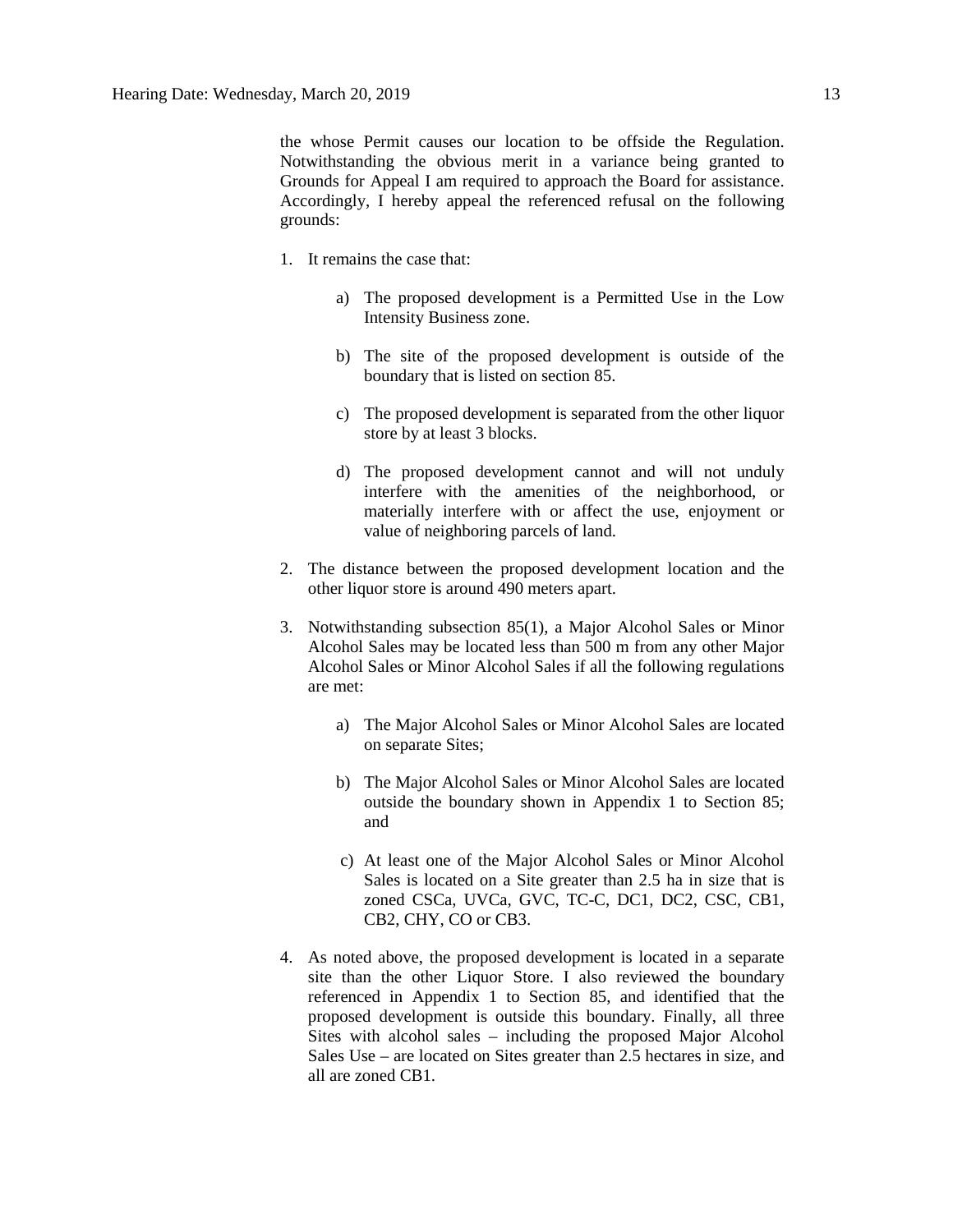the whose Permit causes our location to be offside the Regulation. Notwithstanding the obvious merit in a variance being granted to Grounds for Appeal I am required to approach the Board for assistance. Accordingly, I hereby appeal the referenced refusal on the following grounds:

1. It remains the case that:

    a) The proposed development is a Permitted Use in the Low Intensity Business zone.

    b) The site of the proposed development is outside of the boundary that is listed on section 85.

    c) The proposed development is separated from the other liquor store by at least 3 blocks.

    d) The proposed development cannot and will not unduly interfere with the amenities of the neighborhood, or materially interfere with or affect the use, enjoyment or value of neighboring parcels of land.

2. The distance between the proposed development location and the other liquor store is around 490 meters apart.

3. Notwithstanding subsection 85(1), a Major Alcohol Sales or Minor Alcohol Sales may be located less than 500 m from any other Major Alcohol Sales or Minor Alcohol Sales if all the following regulations are met:

    a) The Major Alcohol Sales or Minor Alcohol Sales are located on separate Sites;

    b) The Major Alcohol Sales or Minor Alcohol Sales are located outside the boundary shown in Appendix 1 to Section 85; and

    c) At least one of the Major Alcohol Sales or Minor Alcohol Sales is located on a Site greater than 2.5 ha in size that is zoned CSCa, UVCa, GVC, TC-C, DC1, DC2, CSC, CB1, CB2, CHY, CO or CB3.

4. As noted above, the proposed development is located in a separate site than the other Liquor Store. I also reviewed the boundary referenced in Appendix 1 to Section 85, and identified that the proposed development is outside this boundary. Finally, all three Sites with alcohol sales – including the proposed Major Alcohol Sales Use – are located on Sites greater than 2.5 hectares in size, and all are zoned CB1.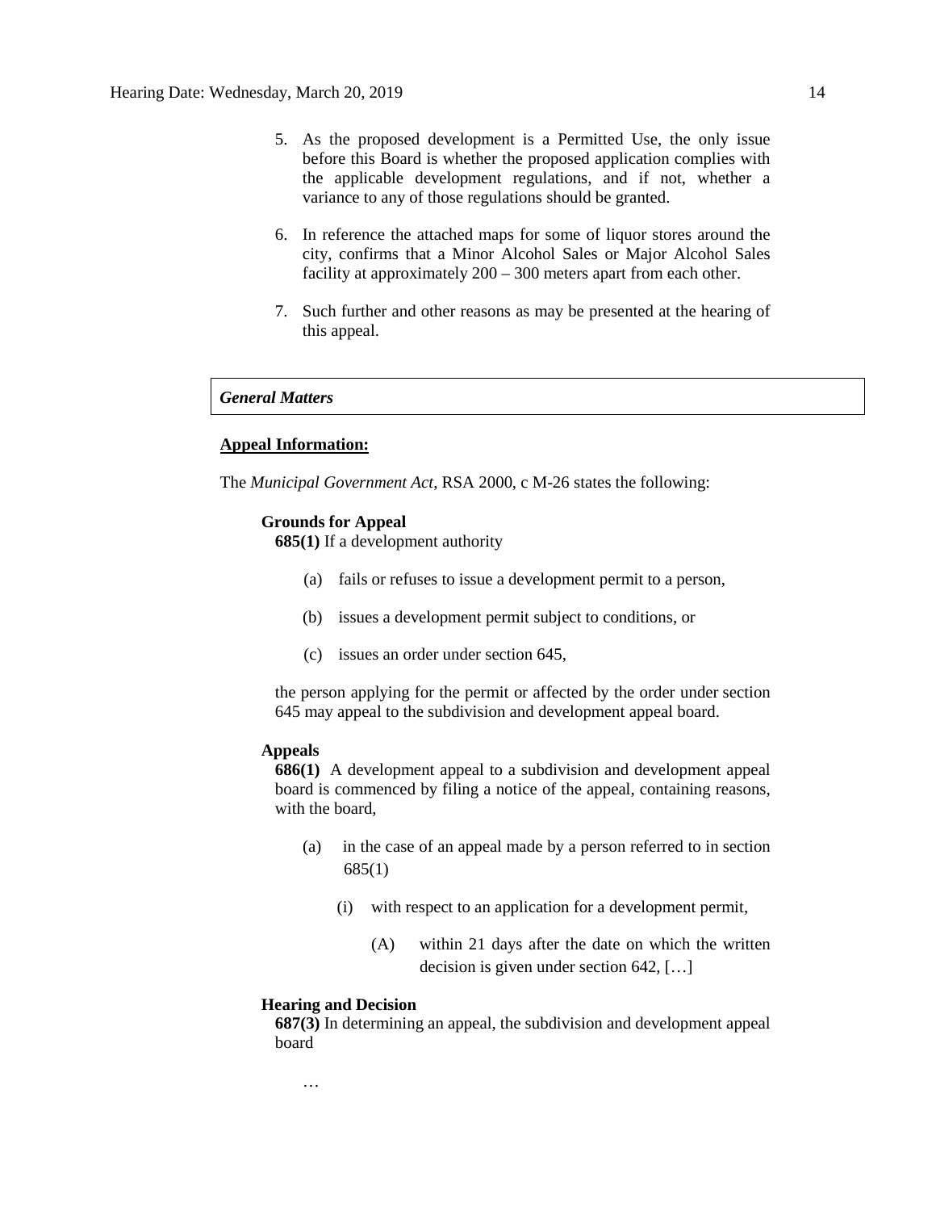5. As the proposed development is a Permitted Use, the only issue before this Board is whether the proposed application complies with the applicable development regulations, and if not, whether a variance to any of those regulations should be granted.

6. In reference the attached maps for some of liquor stores around the city, confirms that a Minor Alcohol Sales or Major Alcohol Sales facility at approximately 200 – 300 meters apart from each other.

7. Such further and other reasons as may be presented at the hearing of this appeal.

***General Matters***

**Appeal Information:**

The *Municipal Government Act*, RSA 2000, c M-26 states the following:

**Grounds for Appeal**

**685(1)** If a development authority

(a) fails or refuses to issue a development permit to a person,

(b) issues a development permit subject to conditions, or

(c) issues an order under section 645,

the person applying for the permit or affected by the order under section 645 may appeal to the subdivision and development appeal board.

**Appeals**

**686(1)** A development appeal to a subdivision and development appeal board is commenced by filing a notice of the appeal, containing reasons, with the board,

(a) in the case of an appeal made by a person referred to in section 685(1)

(i) with respect to an application for a development permit,

(A) within 21 days after the date on which the written decision is given under section 642, […]

**Hearing and Decision**

**687(3)** In determining an appeal, the subdivision and development appeal board

…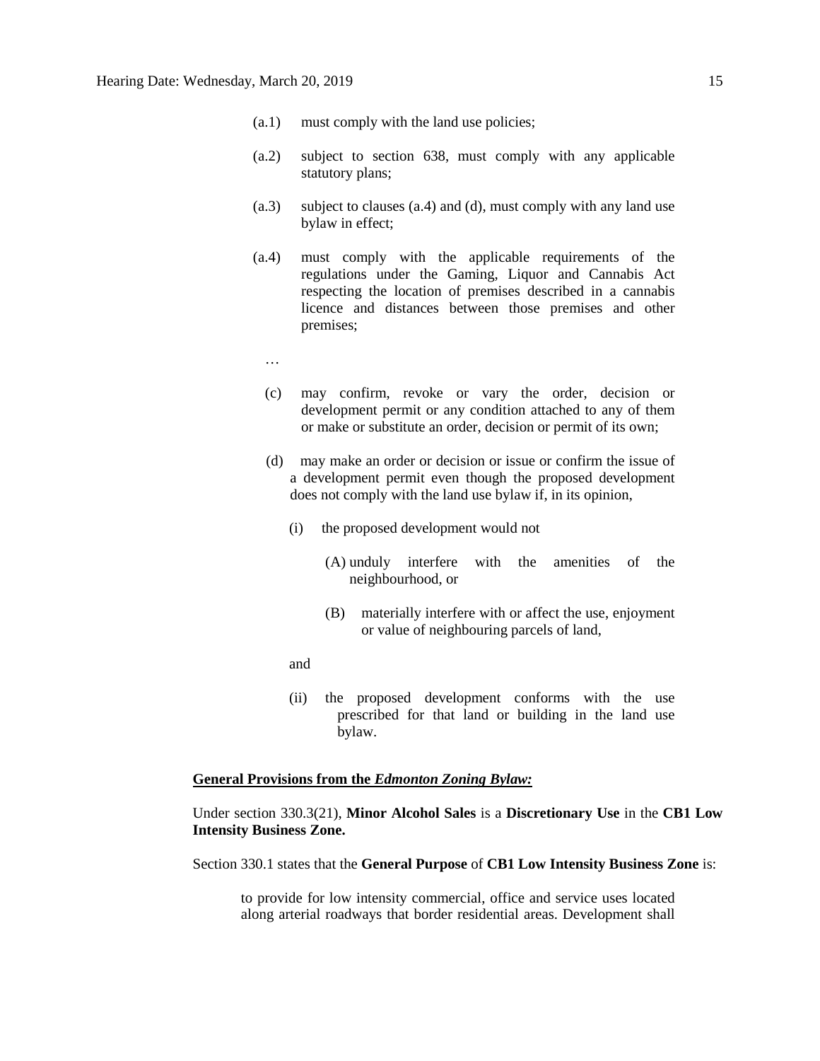(a.1) must comply with the land use policies;

(a.2) subject to section 638, must comply with any applicable statutory plans;

(a.3) subject to clauses (a.4) and (d), must comply with any land use bylaw in effect;

(a.4) must comply with the applicable requirements of the regulations under the Gaming, Liquor and Cannabis Act respecting the location of premises described in a cannabis licence and distances between those premises and other premises;

…

(c) may confirm, revoke or vary the order, decision or development permit or any condition attached to any of them or make or substitute an order, decision or permit of its own;

(d) may make an order or decision or issue or confirm the issue of a development permit even though the proposed development does not comply with the land use bylaw if, in its opinion,

(i) the proposed development would not

(A) unduly interfere with the amenities of the neighbourhood, or

(B) materially interfere with or affect the use, enjoyment or value of neighbouring parcels of land,

and

(ii) the proposed development conforms with the use prescribed for that land or building in the land use bylaw.

**General Provisions from the *Edmonton Zoning Bylaw:***

Under section 330.3(21), **Minor Alcohol Sales** is a **Discretionary Use** in the **CB1 Low Intensity Business Zone.**

Section 330.1 states that the **General Purpose** of **CB1 Low Intensity Business Zone** is:

> to provide for low intensity commercial, office and service uses located along arterial roadways that border residential areas. Development shall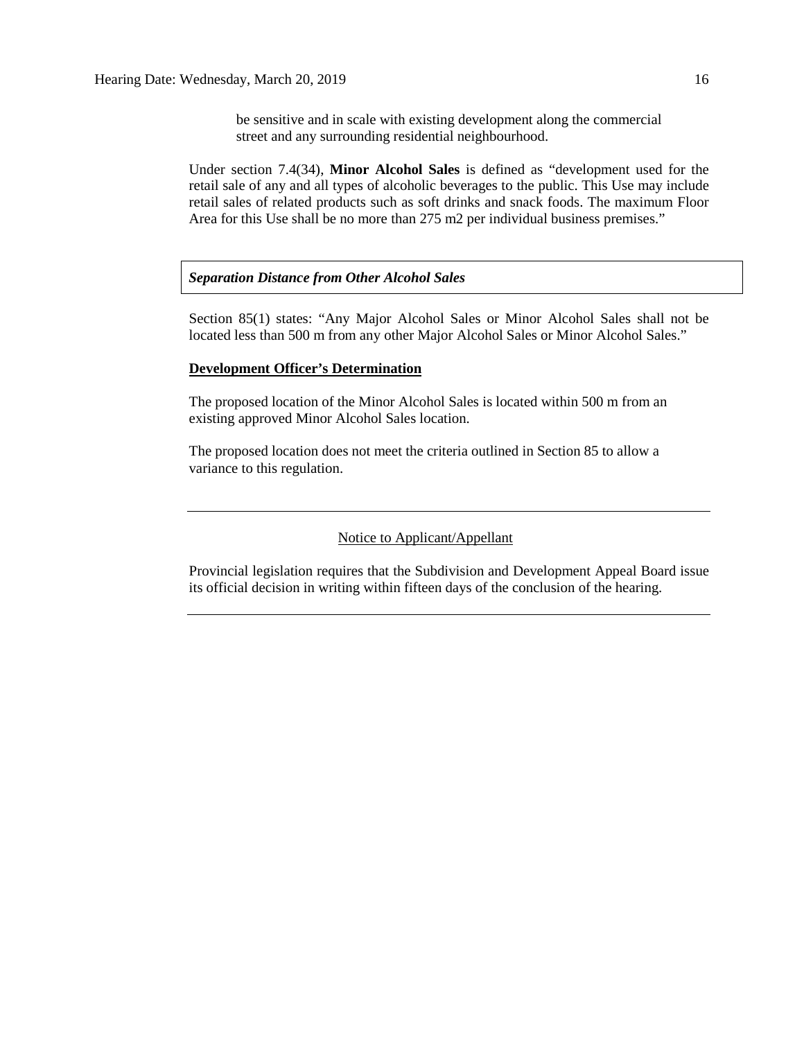be sensitive and in scale with existing development along the commercial street and any surrounding residential neighbourhood.

Under section 7.4(34), **Minor Alcohol Sales** is defined as “development used for the retail sale of any and all types of alcoholic beverages to the public. This Use may include retail sales of related products such as soft drinks and snack foods. The maximum Floor Area for this Use shall be no more than 275 m2 per individual business premises.”

***Separation Distance from Other Alcohol Sales***

Section 85(1) states: “Any Major Alcohol Sales or Minor Alcohol Sales shall not be located less than 500 m from any other Major Alcohol Sales or Minor Alcohol Sales.”

**Development Officer’s Determination**

The proposed location of the Minor Alcohol Sales is located within 500 m from an existing approved Minor Alcohol Sales location.

The proposed location does not meet the criteria outlined in Section 85 to allow a variance to this regulation.

---

Notice to Applicant/Appellant

Provincial legislation requires that the Subdivision and Development Appeal Board issue its official decision in writing within fifteen days of the conclusion of the hearing.

---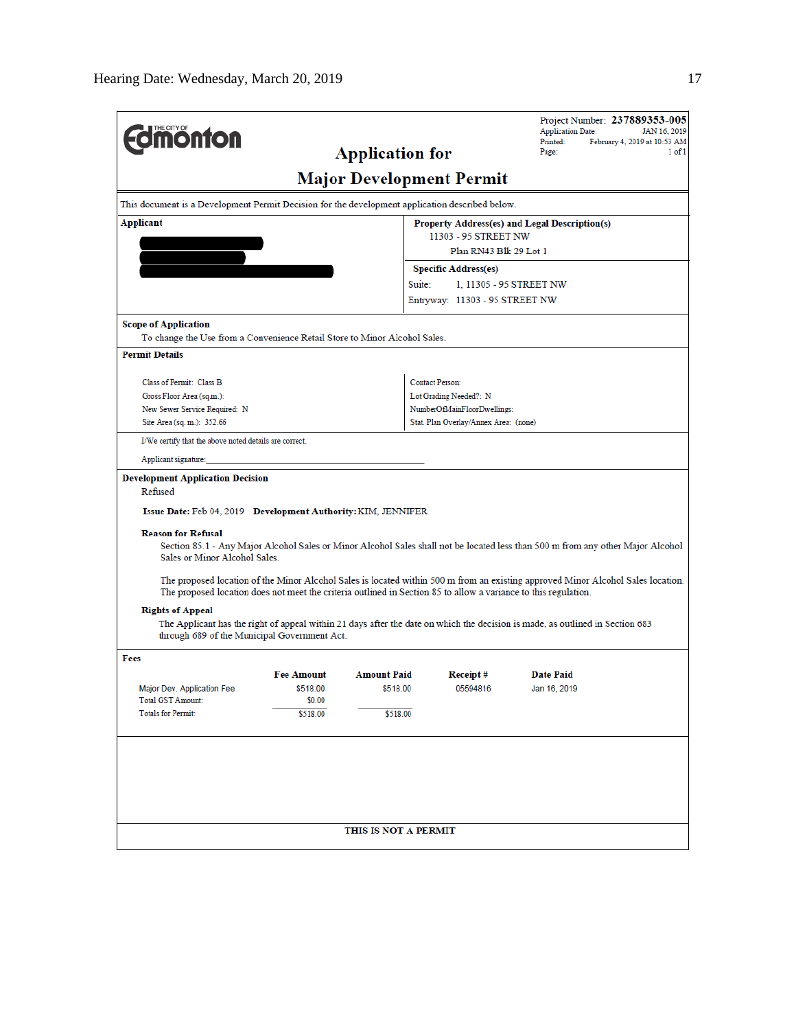Edmonton (The City of)

Project Number: **237889353-005**
Application Date: JAN 16, 2019
Printed: February 4, 2019 at 10:53 AM
Page: 1 of 1

# Application for Major Development Permit

This document is a Development Permit Decision for the development application described below.

**Applicant**

**Property Address(es) and Legal Description(s)**
11303 - 95 STREET NW
Plan RN43 Blk 29 Lot 1

**Specific Address(es)**
Suite: 1, 11305 - 95 STREET NW
Entryway: 11303 - 95 STREET NW

**Scope of Application**
To change the Use from a Convenience Retail Store to Minor Alcohol Sales.

**Permit Details**

Class of Permit: Class B
Gross Floor Area (sq.m.):
New Sewer Service Required: N
Site Area (sq. m.): 352.66

Contact Person:
Lot Grading Needed?: N
NumberOfMainFloorDwellings:
Stat. Plan Overlay/Annex Area: (none)

I/We certify that the above noted details are correct.

Applicant signature:______________________________

**Development Application Decision**
Refused

**Issue Date:** Feb 04, 2019 **Development Authority:** KIM, JENNIFER

**Reason for Refusal**

Section 85.1 - Any Major Alcohol Sales or Minor Alcohol Sales shall not be located less than 500 m from any other Major Alcohol Sales or Minor Alcohol Sales.

The proposed location of the Minor Alcohol Sales is located within 500 m from an existing approved Minor Alcohol Sales location. The proposed location does not meet the criteria outlined in Section 85 to allow a variance to this regulation.

**Rights of Appeal**

The Applicant has the right of appeal within 21 days after the date on which the decision is made, as outlined in Section 683 through 689 of the Municipal Government Act.

**Fees**

| | Fee Amount | Amount Paid | Receipt # | Date Paid |
|---|---|---|---|---|
| Major Dev. Application Fee | $518.00 | $518.00 | 05594816 | Jan 16, 2019 |
| Total GST Amount: | $0.00 | | | |
| Totals for Permit: | $518.00 | $518.00 | | |

**THIS IS NOT A PERMIT**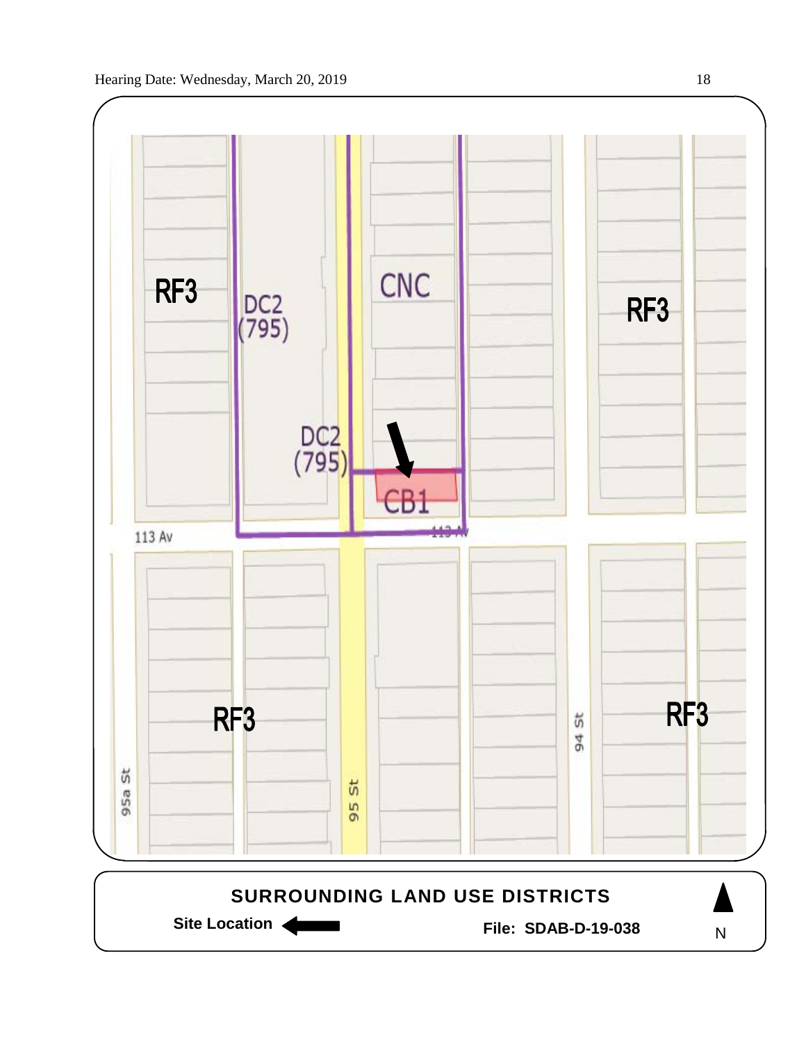RF3

DC2 (795)

CNC

RF3

DC2 (795)

CB1

113 Av

113 Av

RF3

RF3

95a St

95 St

94 St

**SURROUNDING LAND USE DISTRICTS**

**Site Location**

**File: SDAB-D-19-038**

N